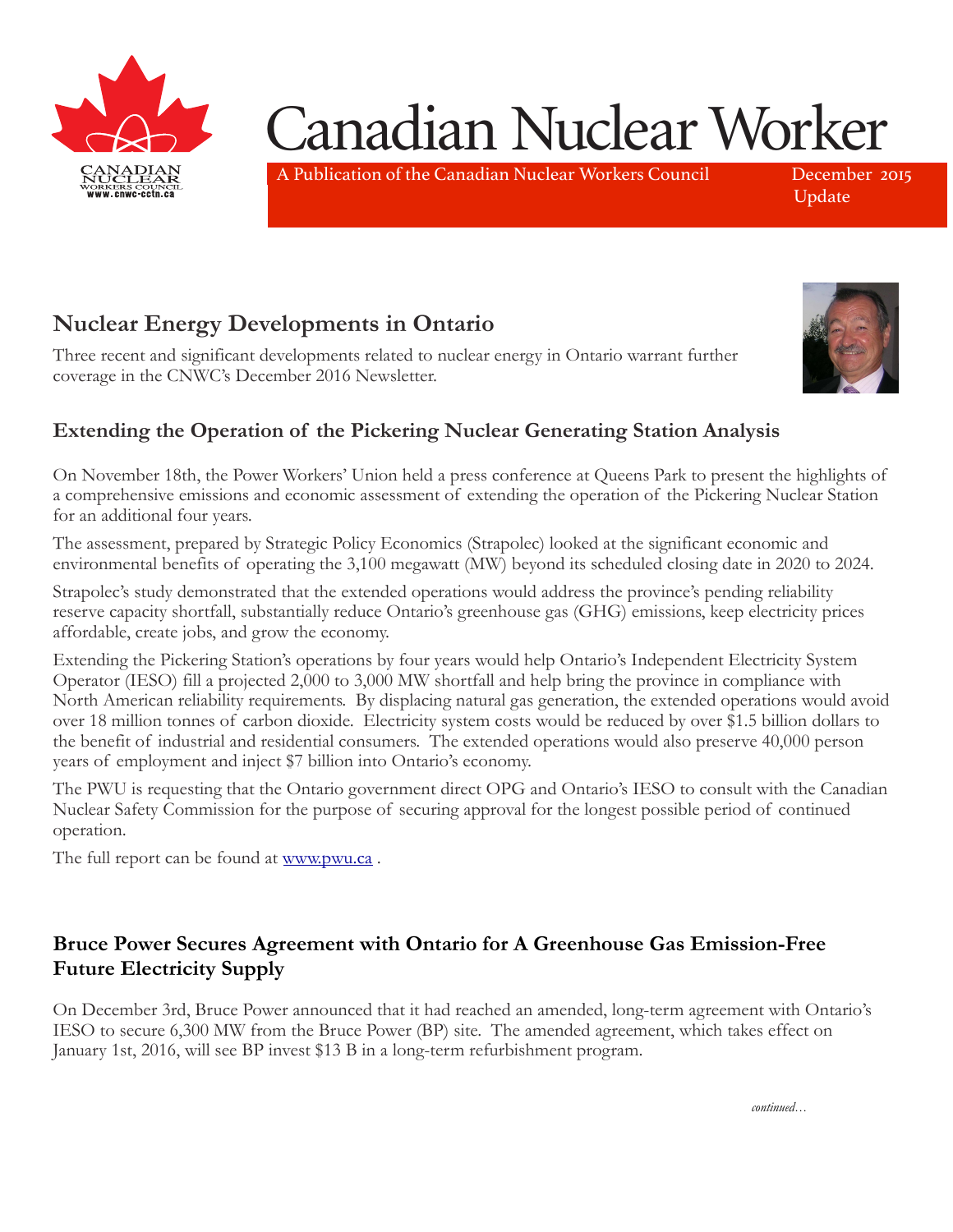# Canadian Nuclear Worker

A Publication of the Canadian Nuclear Workers Council

December 2015 Update

## Nuclear Energy Developments in Ontario

Three recent and significant developments related to nuclear energy in Ontario warrant further coverage in the CNWC's December 2016 Newsletter.

### Extending the Operation of the Pickering Nuclear Generating Station Analysis

On November 18th, the Power Workers' Union held a press conference at Queens Park to present the highlights of a comprehensive emissions and economic assessment of extending the operation of the Pickering Nuclear Station for an additional four years.

The assessment, prepared by Strategic Policy Economics (Strapolec) looked at the significant economic and environmental benefits of operating the 3,100 megawatt (MW) beyond its scheduled closing date in 2020 to 2024.

Strapolec's study demonstrated that the extended operations would address the province's pending reliability reserve capacity shortfall, substantially reduce Ontario's greenhouse gas (GHG) emissions, keep electricity prices affordable, create jobs, and grow the economy.

Extending the Pickering Station's operations by four years would help Ontario's Independent Electricity System Operator (IESO) fill a projected 2,000 to 3,000 MW shortfall and help bring the province in compliance with North American reliability requirements. By displacing natural gas generation, the extended operations would avoid over 18 million tonnes of carbon dioxide. Electricity system costs would be reduced by over $1.5 billion dollars to the benefit of industrial and residential consumers. The extended operations would also preserve 40,000 person years of employment and inject $7 billion into Ontario's economy.

The PWU is requesting that the Ontario government direct OPG and Ontario's IESO to consult with the Canadian Nuclear Safety Commission for the purpose of securing approval for the longest possible period of continued operation.

The full report can be found at [www.pwu.ca](http://www.pwu.ca) .

### Bruce Power Secures Agreement with Ontario for A Greenhouse Gas Emission-Free Future Electricity Supply

On December 3rd, Bruce Power announced that it had reached an amended, long-term agreement with Ontario's IESO to secure 6,300 MW from the Bruce Power (BP) site. The amended agreement, which takes effect on January 1st, 2016, will see BP invest $13 B in a long-term refurbishment program.

*continued…*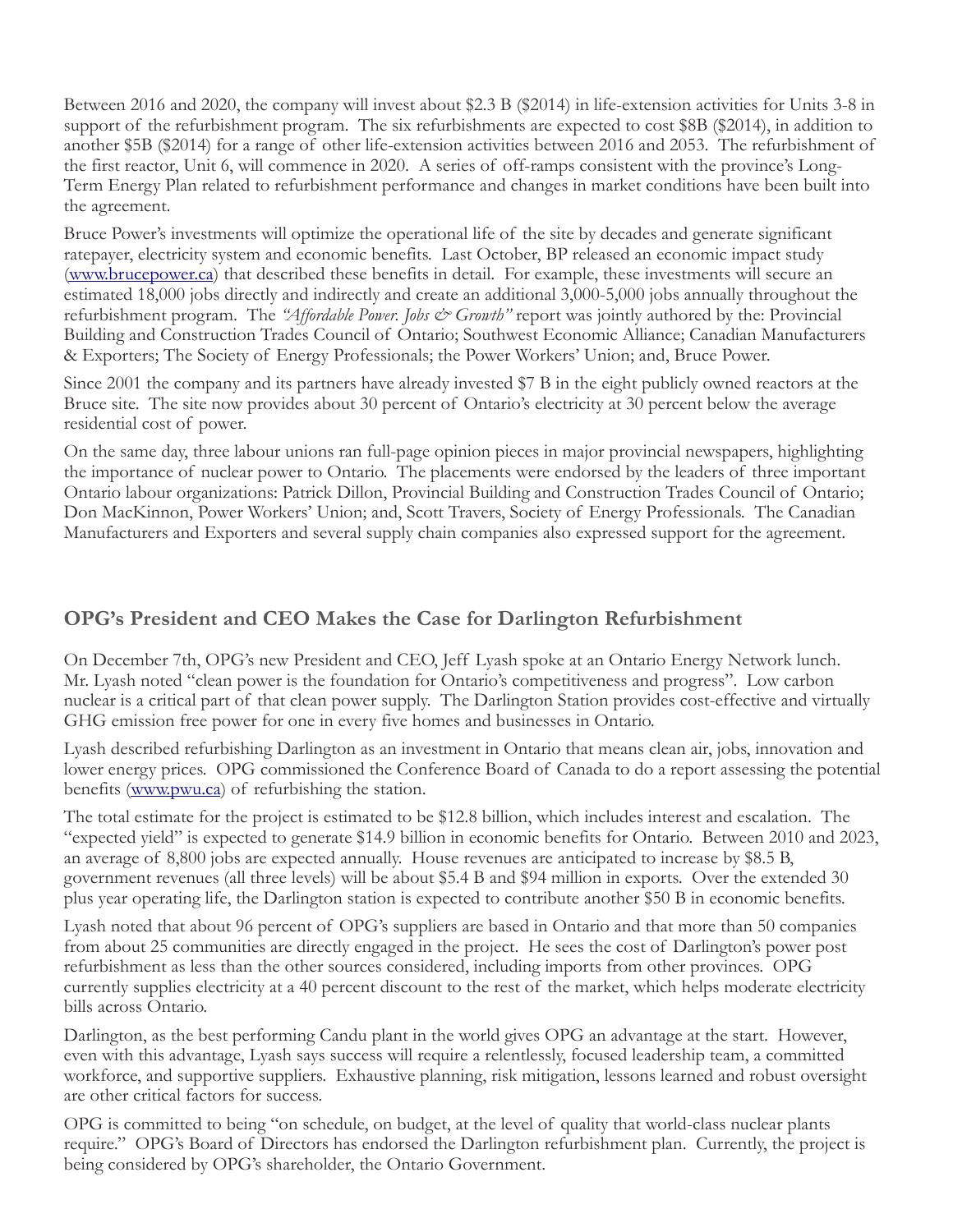Between 2016 and 2020, the company will invest about $2.3 B ($2014) in life-extension activities for Units 3-8 in support of the refurbishment program. The six refurbishments are expected to cost $8B ($2014), in addition to another $5B ($2014) for a range of other life-extension activities between 2016 and 2053. The refurbishment of the first reactor, Unit 6, will commence in 2020. A series of off-ramps consistent with the province's Long-Term Energy Plan related to refurbishment performance and changes in market conditions have been built into the agreement.

Bruce Power's investments will optimize the operational life of the site by decades and generate significant ratepayer, electricity system and economic benefits. Last October, BP released an economic impact study (www.brucepower.ca) that described these benefits in detail. For example, these investments will secure an estimated 18,000 jobs directly and indirectly and create an additional 3,000-5,000 jobs annually throughout the refurbishment program. The *"Affordable Power. Jobs & Growth"* report was jointly authored by the: Provincial Building and Construction Trades Council of Ontario; Southwest Economic Alliance; Canadian Manufacturers & Exporters; The Society of Energy Professionals; the Power Workers' Union; and, Bruce Power.

Since 2001 the company and its partners have already invested $7 B in the eight publicly owned reactors at the Bruce site. The site now provides about 30 percent of Ontario's electricity at 30 percent below the average residential cost of power.

On the same day, three labour unions ran full-page opinion pieces in major provincial newspapers, highlighting the importance of nuclear power to Ontario. The placements were endorsed by the leaders of three important Ontario labour organizations: Patrick Dillon, Provincial Building and Construction Trades Council of Ontario; Don MacKinnon, Power Workers' Union; and, Scott Travers, Society of Energy Professionals. The Canadian Manufacturers and Exporters and several supply chain companies also expressed support for the agreement.

## OPG's President and CEO Makes the Case for Darlington Refurbishment

On December 7th, OPG's new President and CEO, Jeff Lyash spoke at an Ontario Energy Network lunch. Mr. Lyash noted "clean power is the foundation for Ontario's competitiveness and progress". Low carbon nuclear is a critical part of that clean power supply. The Darlington Station provides cost-effective and virtually GHG emission free power for one in every five homes and businesses in Ontario.

Lyash described refurbishing Darlington as an investment in Ontario that means clean air, jobs, innovation and lower energy prices. OPG commissioned the Conference Board of Canada to do a report assessing the potential benefits (www.pwu.ca) of refurbishing the station.

The total estimate for the project is estimated to be $12.8 billion, which includes interest and escalation. The "expected yield" is expected to generate $14.9 billion in economic benefits for Ontario. Between 2010 and 2023, an average of 8,800 jobs are expected annually. House revenues are anticipated to increase by $8.5 B, government revenues (all three levels) will be about $5.4 B and $94 million in exports. Over the extended 30 plus year operating life, the Darlington station is expected to contribute another $50 B in economic benefits.

Lyash noted that about 96 percent of OPG's suppliers are based in Ontario and that more than 50 companies from about 25 communities are directly engaged in the project. He sees the cost of Darlington's power post refurbishment as less than the other sources considered, including imports from other provinces. OPG currently supplies electricity at a 40 percent discount to the rest of the market, which helps moderate electricity bills across Ontario.

Darlington, as the best performing Candu plant in the world gives OPG an advantage at the start. However, even with this advantage, Lyash says success will require a relentlessly, focused leadership team, a committed workforce, and supportive suppliers. Exhaustive planning, risk mitigation, lessons learned and robust oversight are other critical factors for success.

OPG is committed to being "on schedule, on budget, at the level of quality that world-class nuclear plants require." OPG's Board of Directors has endorsed the Darlington refurbishment plan. Currently, the project is being considered by OPG's shareholder, the Ontario Government.